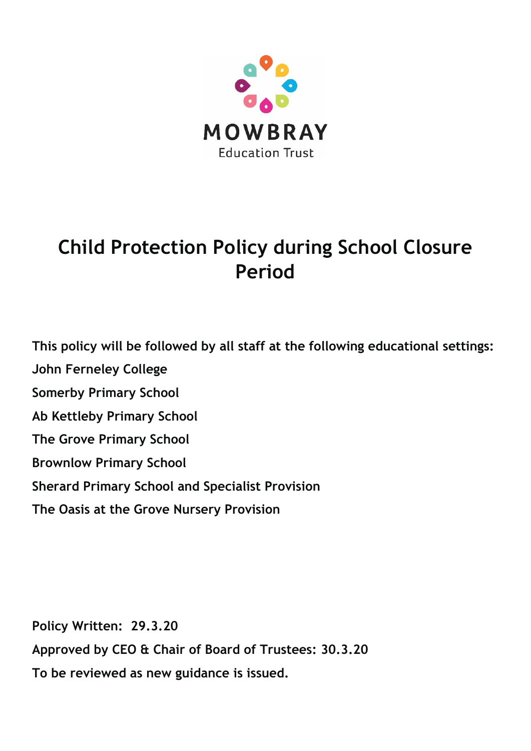MOWBRAY

Education Trust

# Child Protection Policy during School Closure Period

**This policy will be followed by all staff at the following educational settings:**

**John Ferneley College**

**Somerby Primary School**

**Ab Kettleby Primary School**

**The Grove Primary School**

**Brownlow Primary School**

**Sherard Primary School and Specialist Provision**

**The Oasis at the Grove Nursery Provision**

**Policy Written: 29.3.20**

**Approved by CEO & Chair of Board of Trustees: 30.3.20**

**To be reviewed as new guidance is issued.**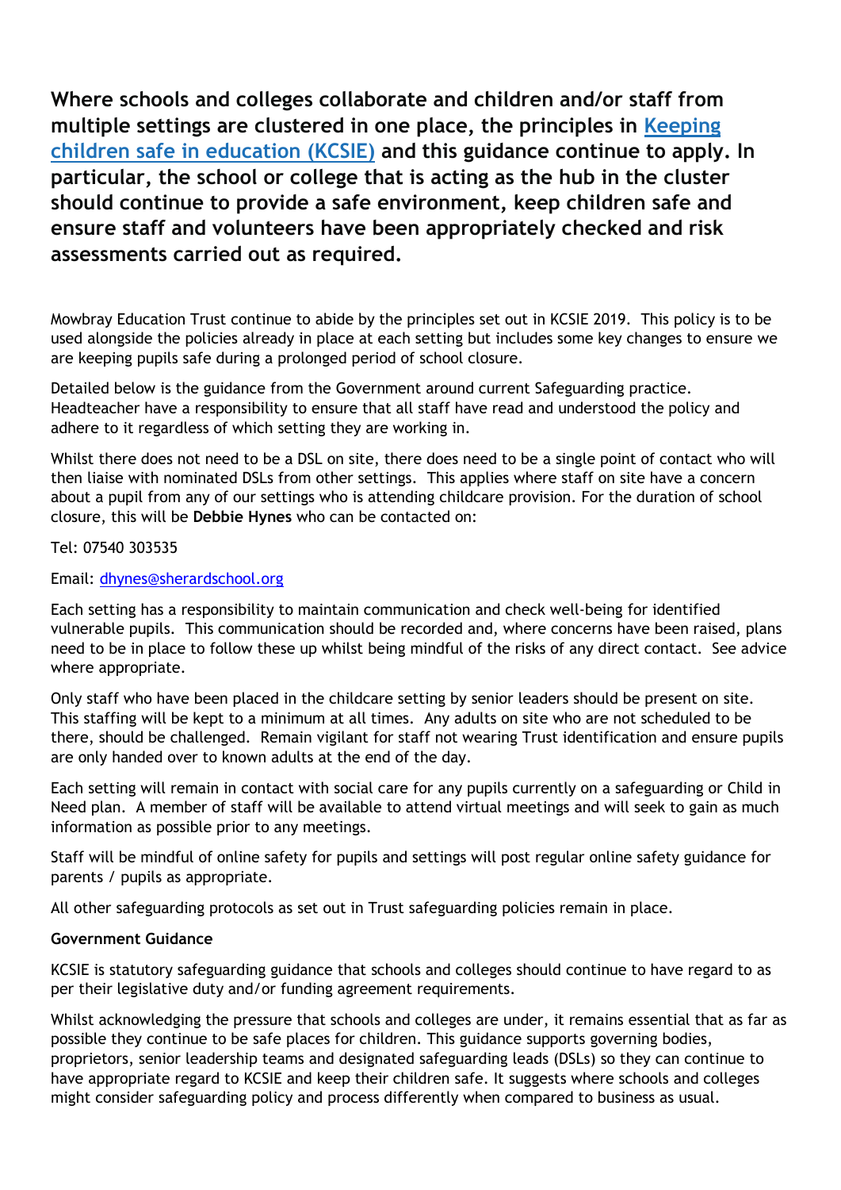**Where schools and colleges collaborate and children and/or staff from multiple settings are clustered in one place, the principles in [Keeping children safe in education (KCSIE)](https://www.gov.uk/government/publications/keeping-children-safe-in-education--2) and this guidance continue to apply. In particular, the school or college that is acting as the hub in the cluster should continue to provide a safe environment, keep children safe and ensure staff and volunteers have been appropriately checked and risk assessments carried out as required.**

Mowbray Education Trust continue to abide by the principles set out in KCSIE 2019. This policy is to be used alongside the policies already in place at each setting but includes some key changes to ensure we are keeping pupils safe during a prolonged period of school closure.

Detailed below is the guidance from the Government around current Safeguarding practice. Headteacher have a responsibility to ensure that all staff have read and understood the policy and adhere to it regardless of which setting they are working in.

Whilst there does not need to be a DSL on site, there does need to be a single point of contact who will then liaise with nominated DSLs from other settings. This applies where staff on site have a concern about a pupil from any of our settings who is attending childcare provision. For the duration of school closure, this will be **Debbie Hynes** who can be contacted on:

Tel: 07540 303535

Email: [dhynes@sherardschool.org](mailto:dhynes@sherardschool.org)

Each setting has a responsibility to maintain communication and check well-being for identified vulnerable pupils. This communication should be recorded and, where concerns have been raised, plans need to be in place to follow these up whilst being mindful of the risks of any direct contact. See advice where appropriate.

Only staff who have been placed in the childcare setting by senior leaders should be present on site. This staffing will be kept to a minimum at all times. Any adults on site who are not scheduled to be there, should be challenged. Remain vigilant for staff not wearing Trust identification and ensure pupils are only handed over to known adults at the end of the day.

Each setting will remain in contact with social care for any pupils currently on a safeguarding or Child in Need plan. A member of staff will be available to attend virtual meetings and will seek to gain as much information as possible prior to any meetings.

Staff will be mindful of online safety for pupils and settings will post regular online safety guidance for parents / pupils as appropriate.

All other safeguarding protocols as set out in Trust safeguarding policies remain in place.

**Government Guidance**

KCSIE is statutory safeguarding guidance that schools and colleges should continue to have regard to as per their legislative duty and/or funding agreement requirements.

Whilst acknowledging the pressure that schools and colleges are under, it remains essential that as far as possible they continue to be safe places for children. This guidance supports governing bodies, proprietors, senior leadership teams and designated safeguarding leads (DSLs) so they can continue to have appropriate regard to KCSIE and keep their children safe. It suggests where schools and colleges might consider safeguarding policy and process differently when compared to business as usual.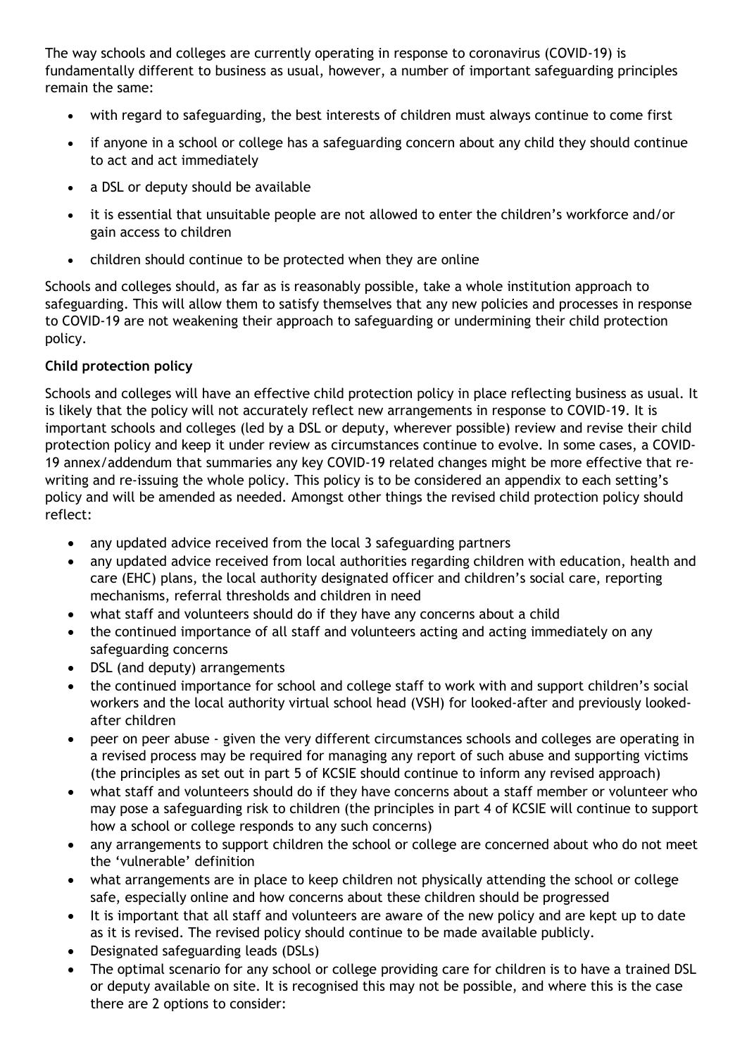The way schools and colleges are currently operating in response to coronavirus (COVID-19) is fundamentally different to business as usual, however, a number of important safeguarding principles remain the same:

- with regard to safeguarding, the best interests of children must always continue to come first
- if anyone in a school or college has a safeguarding concern about any child they should continue to act and act immediately
- a DSL or deputy should be available
- it is essential that unsuitable people are not allowed to enter the children's workforce and/or gain access to children
- children should continue to be protected when they are online

Schools and colleges should, as far as is reasonably possible, take a whole institution approach to safeguarding. This will allow them to satisfy themselves that any new policies and processes in response to COVID-19 are not weakening their approach to safeguarding or undermining their child protection policy.

**Child protection policy**

Schools and colleges will have an effective child protection policy in place reflecting business as usual. It is likely that the policy will not accurately reflect new arrangements in response to COVID-19. It is important schools and colleges (led by a DSL or deputy, wherever possible) review and revise their child protection policy and keep it under review as circumstances continue to evolve. In some cases, a COVID-19 annex/addendum that summaries any key COVID-19 related changes might be more effective that re-writing and re-issuing the whole policy. This policy is to be considered an appendix to each setting's policy and will be amended as needed. Amongst other things the revised child protection policy should reflect:

- any updated advice received from the local 3 safeguarding partners
- any updated advice received from local authorities regarding children with education, health and care (EHC) plans, the local authority designated officer and children's social care, reporting mechanisms, referral thresholds and children in need
- what staff and volunteers should do if they have any concerns about a child
- the continued importance of all staff and volunteers acting and acting immediately on any safeguarding concerns
- DSL (and deputy) arrangements
- the continued importance for school and college staff to work with and support children's social workers and the local authority virtual school head (VSH) for looked-after and previously looked-after children
- peer on peer abuse - given the very different circumstances schools and colleges are operating in a revised process may be required for managing any report of such abuse and supporting victims (the principles as set out in part 5 of KCSIE should continue to inform any revised approach)
- what staff and volunteers should do if they have concerns about a staff member or volunteer who may pose a safeguarding risk to children (the principles in part 4 of KCSIE will continue to support how a school or college responds to any such concerns)
- any arrangements to support children the school or college are concerned about who do not meet the 'vulnerable' definition
- what arrangements are in place to keep children not physically attending the school or college safe, especially online and how concerns about these children should be progressed
- It is important that all staff and volunteers are aware of the new policy and are kept up to date as it is revised. The revised policy should continue to be made available publicly.
- Designated safeguarding leads (DSLs)
- The optimal scenario for any school or college providing care for children is to have a trained DSL or deputy available on site. It is recognised this may not be possible, and where this is the case there are 2 options to consider: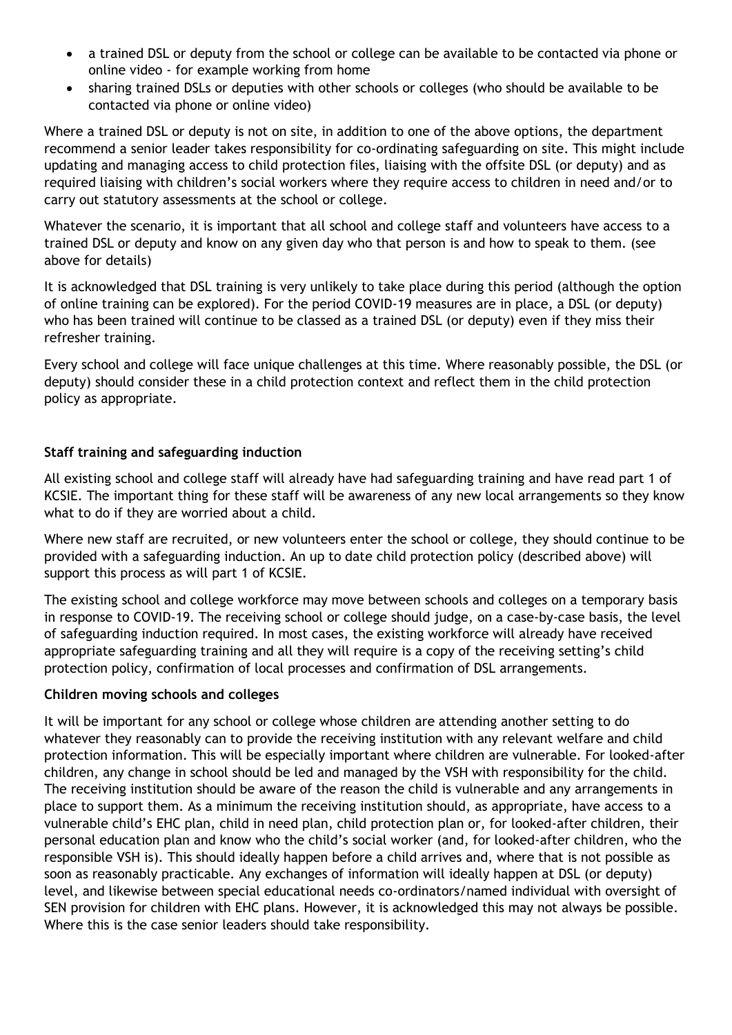- a trained DSL or deputy from the school or college can be available to be contacted via phone or online video - for example working from home
- sharing trained DSLs or deputies with other schools or colleges (who should be available to be contacted via phone or online video)

Where a trained DSL or deputy is not on site, in addition to one of the above options, the department recommend a senior leader takes responsibility for co-ordinating safeguarding on site. This might include updating and managing access to child protection files, liaising with the offsite DSL (or deputy) and as required liaising with children's social workers where they require access to children in need and/or to carry out statutory assessments at the school or college.

Whatever the scenario, it is important that all school and college staff and volunteers have access to a trained DSL or deputy and know on any given day who that person is and how to speak to them. (see above for details)

It is acknowledged that DSL training is very unlikely to take place during this period (although the option of online training can be explored). For the period COVID-19 measures are in place, a DSL (or deputy) who has been trained will continue to be classed as a trained DSL (or deputy) even if they miss their refresher training.

Every school and college will face unique challenges at this time. Where reasonably possible, the DSL (or deputy) should consider these in a child protection context and reflect them in the child protection policy as appropriate.

**Staff training and safeguarding induction**

All existing school and college staff will already have had safeguarding training and have read part 1 of KCSIE. The important thing for these staff will be awareness of any new local arrangements so they know what to do if they are worried about a child.

Where new staff are recruited, or new volunteers enter the school or college, they should continue to be provided with a safeguarding induction. An up to date child protection policy (described above) will support this process as will part 1 of KCSIE.

The existing school and college workforce may move between schools and colleges on a temporary basis in response to COVID-19. The receiving school or college should judge, on a case-by-case basis, the level of safeguarding induction required. In most cases, the existing workforce will already have received appropriate safeguarding training and all they will require is a copy of the receiving setting's child protection policy, confirmation of local processes and confirmation of DSL arrangements.

**Children moving schools and colleges**

It will be important for any school or college whose children are attending another setting to do whatever they reasonably can to provide the receiving institution with any relevant welfare and child protection information. This will be especially important where children are vulnerable. For looked-after children, any change in school should be led and managed by the VSH with responsibility for the child. The receiving institution should be aware of the reason the child is vulnerable and any arrangements in place to support them. As a minimum the receiving institution should, as appropriate, have access to a vulnerable child's EHC plan, child in need plan, child protection plan or, for looked-after children, their personal education plan and know who the child's social worker (and, for looked-after children, who the responsible VSH is). This should ideally happen before a child arrives and, where that is not possible as soon as reasonably practicable. Any exchanges of information will ideally happen at DSL (or deputy) level, and likewise between special educational needs co-ordinators/named individual with oversight of SEN provision for children with EHC plans. However, it is acknowledged this may not always be possible. Where this is the case senior leaders should take responsibility.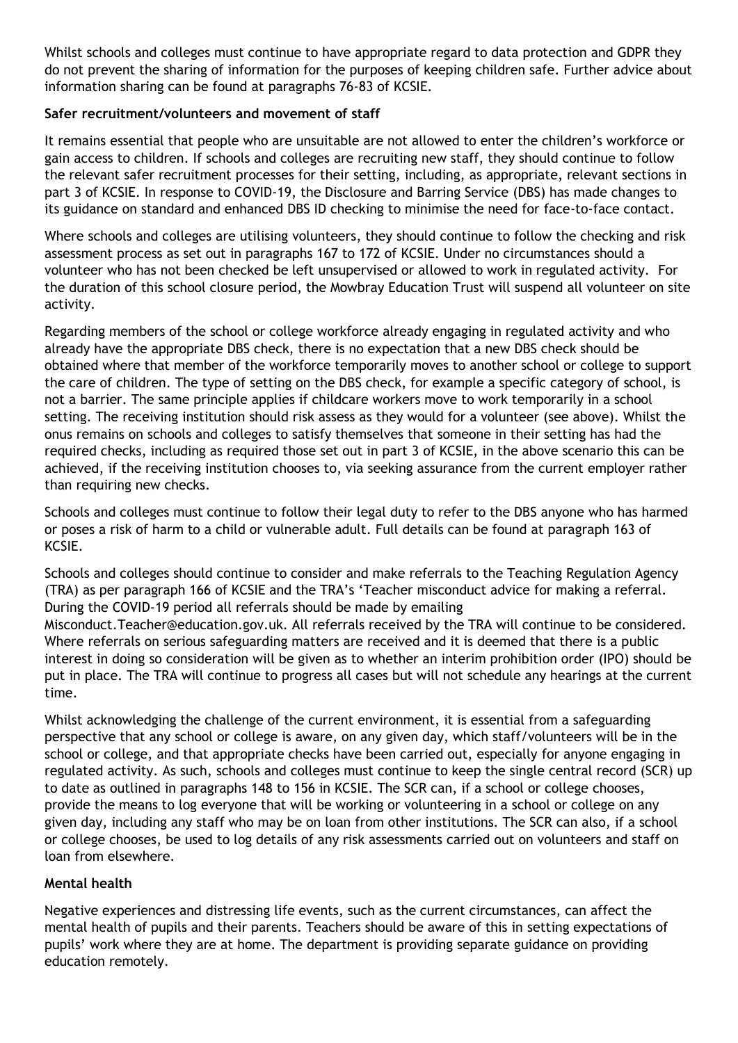Whilst schools and colleges must continue to have appropriate regard to data protection and GDPR they do not prevent the sharing of information for the purposes of keeping children safe. Further advice about information sharing can be found at paragraphs 76-83 of KCSIE.

**Safer recruitment/volunteers and movement of staff**

It remains essential that people who are unsuitable are not allowed to enter the children's workforce or gain access to children. If schools and colleges are recruiting new staff, they should continue to follow the relevant safer recruitment processes for their setting, including, as appropriate, relevant sections in part 3 of KCSIE. In response to COVID-19, the Disclosure and Barring Service (DBS) has made changes to its guidance on standard and enhanced DBS ID checking to minimise the need for face-to-face contact.

Where schools and colleges are utilising volunteers, they should continue to follow the checking and risk assessment process as set out in paragraphs 167 to 172 of KCSIE. Under no circumstances should a volunteer who has not been checked be left unsupervised or allowed to work in regulated activity. For the duration of this school closure period, the Mowbray Education Trust will suspend all volunteer on site activity.

Regarding members of the school or college workforce already engaging in regulated activity and who already have the appropriate DBS check, there is no expectation that a new DBS check should be obtained where that member of the workforce temporarily moves to another school or college to support the care of children. The type of setting on the DBS check, for example a specific category of school, is not a barrier. The same principle applies if childcare workers move to work temporarily in a school setting. The receiving institution should risk assess as they would for a volunteer (see above). Whilst the onus remains on schools and colleges to satisfy themselves that someone in their setting has had the required checks, including as required those set out in part 3 of KCSIE, in the above scenario this can be achieved, if the receiving institution chooses to, via seeking assurance from the current employer rather than requiring new checks.

Schools and colleges must continue to follow their legal duty to refer to the DBS anyone who has harmed or poses a risk of harm to a child or vulnerable adult. Full details can be found at paragraph 163 of KCSIE.

Schools and colleges should continue to consider and make referrals to the Teaching Regulation Agency (TRA) as per paragraph 166 of KCSIE and the TRA's 'Teacher misconduct advice for making a referral. During the COVID-19 period all referrals should be made by emailing Misconduct.Teacher@education.gov.uk. All referrals received by the TRA will continue to be considered. Where referrals on serious safeguarding matters are received and it is deemed that there is a public interest in doing so consideration will be given as to whether an interim prohibition order (IPO) should be put in place. The TRA will continue to progress all cases but will not schedule any hearings at the current time.

Whilst acknowledging the challenge of the current environment, it is essential from a safeguarding perspective that any school or college is aware, on any given day, which staff/volunteers will be in the school or college, and that appropriate checks have been carried out, especially for anyone engaging in regulated activity. As such, schools and colleges must continue to keep the single central record (SCR) up to date as outlined in paragraphs 148 to 156 in KCSIE. The SCR can, if a school or college chooses, provide the means to log everyone that will be working or volunteering in a school or college on any given day, including any staff who may be on loan from other institutions. The SCR can also, if a school or college chooses, be used to log details of any risk assessments carried out on volunteers and staff on loan from elsewhere.

**Mental health**

Negative experiences and distressing life events, such as the current circumstances, can affect the mental health of pupils and their parents. Teachers should be aware of this in setting expectations of pupils' work where they are at home. The department is providing separate guidance on providing education remotely.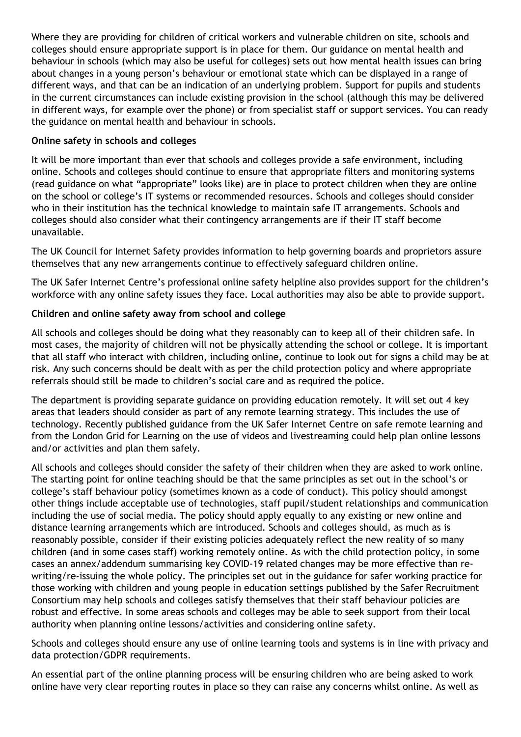Where they are providing for children of critical workers and vulnerable children on site, schools and colleges should ensure appropriate support is in place for them. Our guidance on mental health and behaviour in schools (which may also be useful for colleges) sets out how mental health issues can bring about changes in a young person's behaviour or emotional state which can be displayed in a range of different ways, and that can be an indication of an underlying problem. Support for pupils and students in the current circumstances can include existing provision in the school (although this may be delivered in different ways, for example over the phone) or from specialist staff or support services. You can ready the guidance on mental health and behaviour in schools.

**Online safety in schools and colleges**

It will be more important than ever that schools and colleges provide a safe environment, including online. Schools and colleges should continue to ensure that appropriate filters and monitoring systems (read guidance on what "appropriate" looks like) are in place to protect children when they are online on the school or college's IT systems or recommended resources. Schools and colleges should consider who in their institution has the technical knowledge to maintain safe IT arrangements. Schools and colleges should also consider what their contingency arrangements are if their IT staff become unavailable.

The UK Council for Internet Safety provides information to help governing boards and proprietors assure themselves that any new arrangements continue to effectively safeguard children online.

The UK Safer Internet Centre's professional online safety helpline also provides support for the children's workforce with any online safety issues they face. Local authorities may also be able to provide support.

**Children and online safety away from school and college**

All schools and colleges should be doing what they reasonably can to keep all of their children safe. In most cases, the majority of children will not be physically attending the school or college. It is important that all staff who interact with children, including online, continue to look out for signs a child may be at risk. Any such concerns should be dealt with as per the child protection policy and where appropriate referrals should still be made to children's social care and as required the police.

The department is providing separate guidance on providing education remotely. It will set out 4 key areas that leaders should consider as part of any remote learning strategy. This includes the use of technology. Recently published guidance from the UK Safer Internet Centre on safe remote learning and from the London Grid for Learning on the use of videos and livestreaming could help plan online lessons and/or activities and plan them safely.

All schools and colleges should consider the safety of their children when they are asked to work online. The starting point for online teaching should be that the same principles as set out in the school's or college's staff behaviour policy (sometimes known as a code of conduct). This policy should amongst other things include acceptable use of technologies, staff pupil/student relationships and communication including the use of social media. The policy should apply equally to any existing or new online and distance learning arrangements which are introduced. Schools and colleges should, as much as is reasonably possible, consider if their existing policies adequately reflect the new reality of so many children (and in some cases staff) working remotely online. As with the child protection policy, in some cases an annex/addendum summarising key COVID-19 related changes may be more effective than re-writing/re-issuing the whole policy. The principles set out in the guidance for safer working practice for those working with children and young people in education settings published by the Safer Recruitment Consortium may help schools and colleges satisfy themselves that their staff behaviour policies are robust and effective. In some areas schools and colleges may be able to seek support from their local authority when planning online lessons/activities and considering online safety.

Schools and colleges should ensure any use of online learning tools and systems is in line with privacy and data protection/GDPR requirements.

An essential part of the online planning process will be ensuring children who are being asked to work online have very clear reporting routes in place so they can raise any concerns whilst online. As well as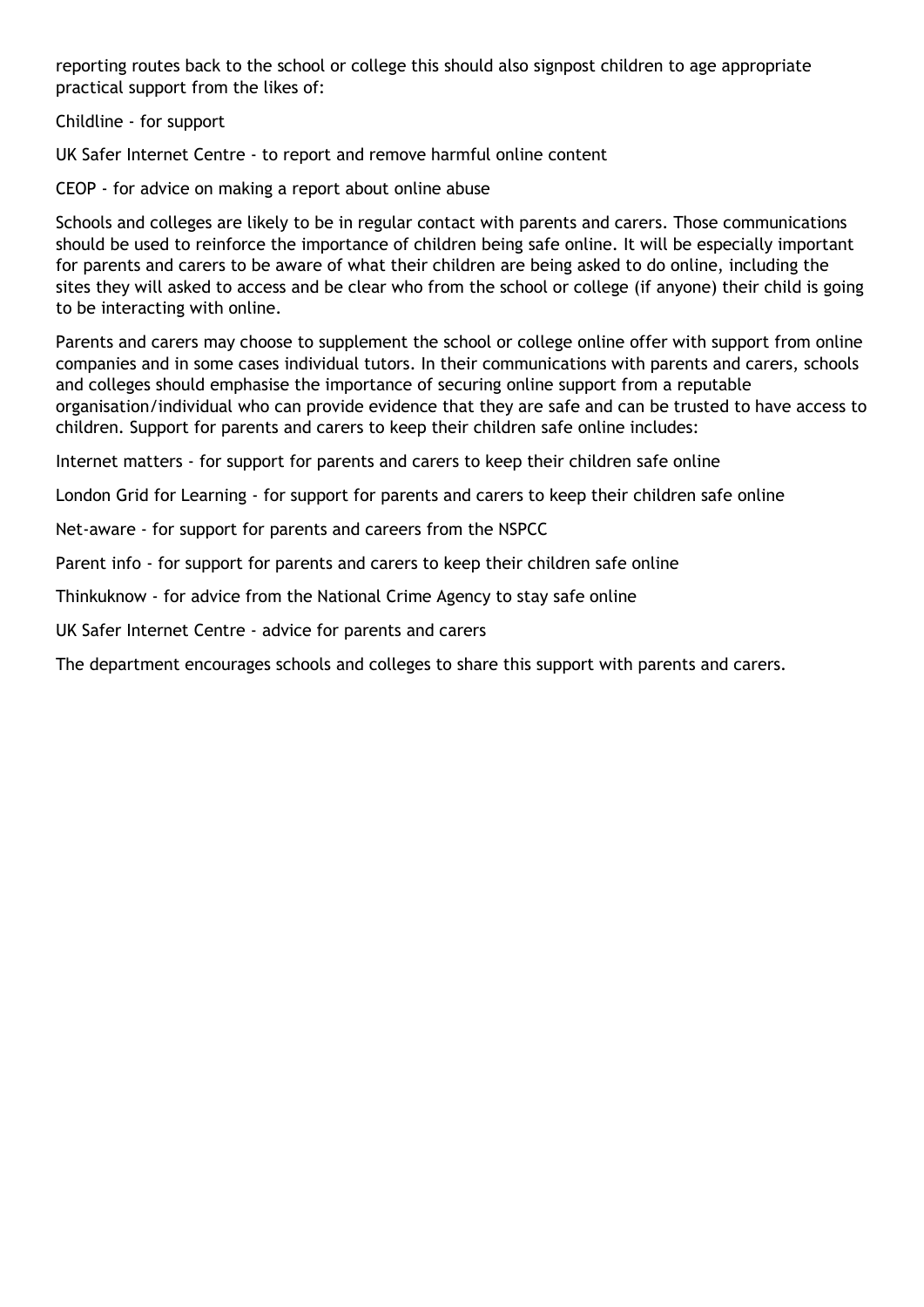reporting routes back to the school or college this should also signpost children to age appropriate practical support from the likes of:

Childline - for support

UK Safer Internet Centre - to report and remove harmful online content

CEOP - for advice on making a report about online abuse

Schools and colleges are likely to be in regular contact with parents and carers. Those communications should be used to reinforce the importance of children being safe online. It will be especially important for parents and carers to be aware of what their children are being asked to do online, including the sites they will asked to access and be clear who from the school or college (if anyone) their child is going to be interacting with online.

Parents and carers may choose to supplement the school or college online offer with support from online companies and in some cases individual tutors. In their communications with parents and carers, schools and colleges should emphasise the importance of securing online support from a reputable organisation/individual who can provide evidence that they are safe and can be trusted to have access to children. Support for parents and carers to keep their children safe online includes:

Internet matters - for support for parents and carers to keep their children safe online

London Grid for Learning - for support for parents and carers to keep their children safe online

Net-aware - for support for parents and careers from the NSPCC

Parent info - for support for parents and carers to keep their children safe online

Thinkuknow - for advice from the National Crime Agency to stay safe online

UK Safer Internet Centre - advice for parents and carers

The department encourages schools and colleges to share this support with parents and carers.